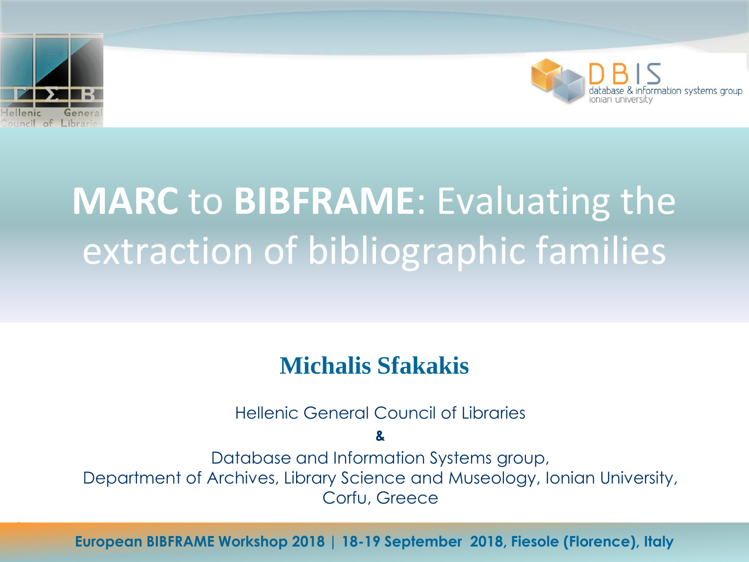# **MARC** to **BIBFRAME**: Evaluating the extraction of bibliographic families

**Michalis Sfakakis**

Hellenic General Council of Libraries

**&**

Database and Information Systems group,
Department of Archives, Library Science and Museology, Ionian University,
Corfu, Greece

**European BIBFRAME Workshop 2018 | 18-19 September 2018, Fiesole (Florence), Italy**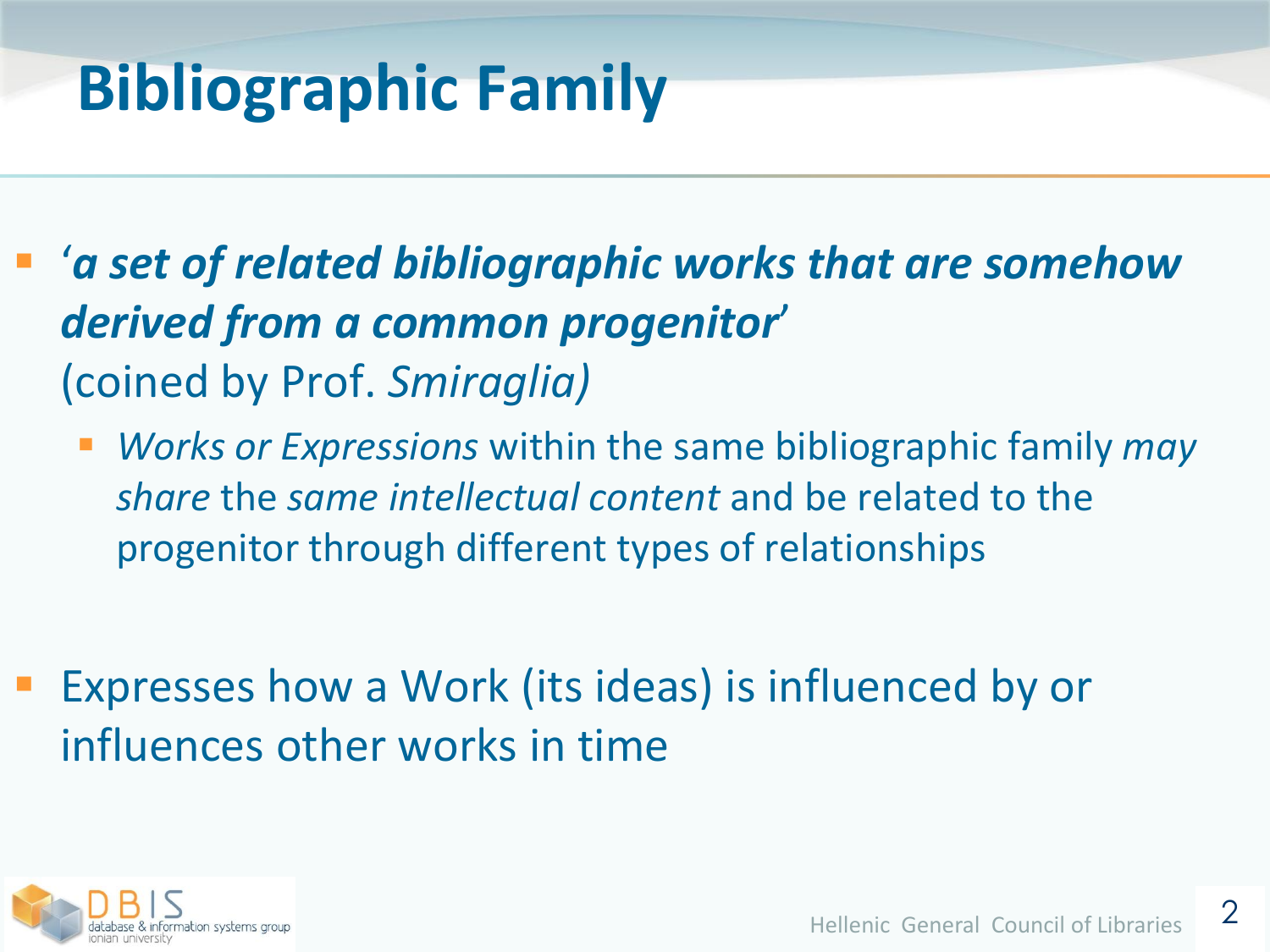# Bibliographic Family

- '***a set of related bibliographic works that are somehow derived from a common progenitor***'
  (coined by Prof. *Smiraglia)*
  - *Works or Expressions* within the same bibliographic family *may share* the *same intellectual content* and be related to the progenitor through different types of relationships

- Expresses how a Work (its ideas) is influenced by or influences other works in time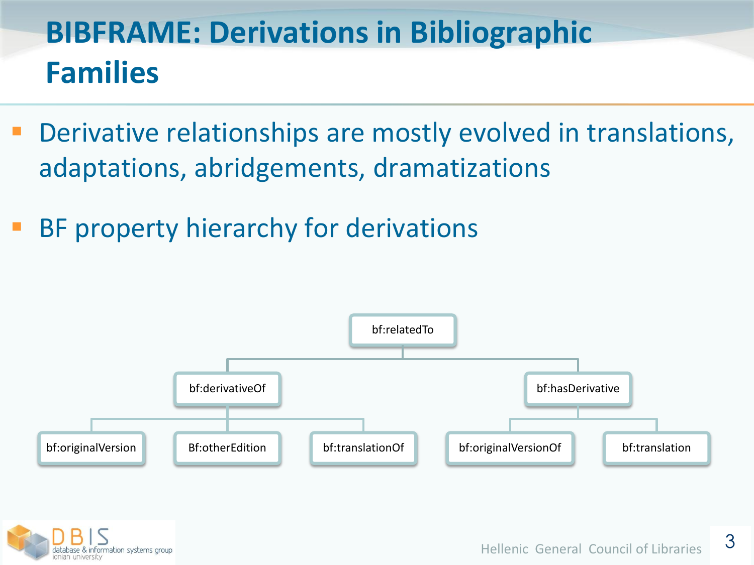# BIBFRAME: Derivations in Bibliographic Families

- Derivative relationships are mostly evolved in translations, adaptations, abridgements, dramatizations
- BF property hierarchy for derivations

```
bf:relatedTo
├── bf:derivativeOf
│   ├── bf:originalVersion
│   ├── Bf:otherEdition
│   └── bf:translationOf
└── bf:hasDerivative
    ├── bf:originalVersionOf
    └── bf:translation
```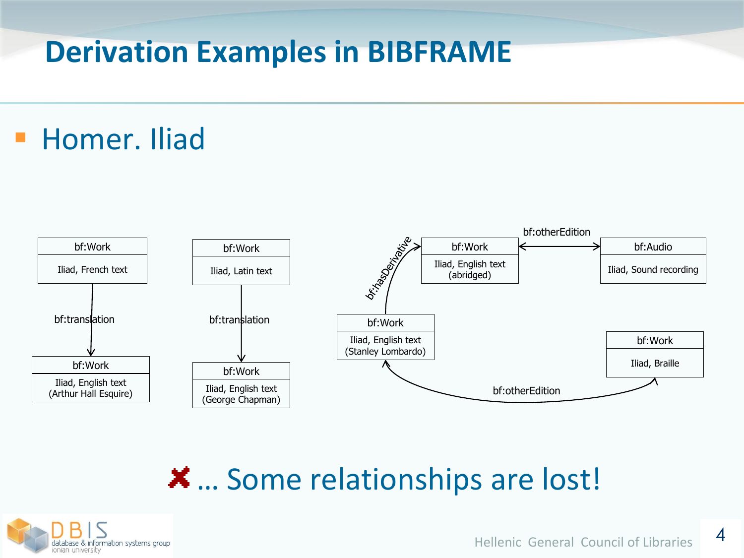# Derivation Examples in BIBFRAME

- Homer. Iliad

bf:Work — Iliad, French text
bf:translation
bf:Work — Iliad, English text (Arthur Hall Esquire)

bf:Work — Iliad, Latin text
bf:translation
bf:Work — Iliad, English text (George Chapman)

bf:Work — Iliad, English text (Stanley Lombardo)
bf:hasDerivative
bf:Work — Iliad, English text (abridged)
bf:otherEdition
bf:Audio — Iliad, Sound recording

bf:Work — Iliad, Braille
bf:otherEdition

✘ … Some relationships are lost!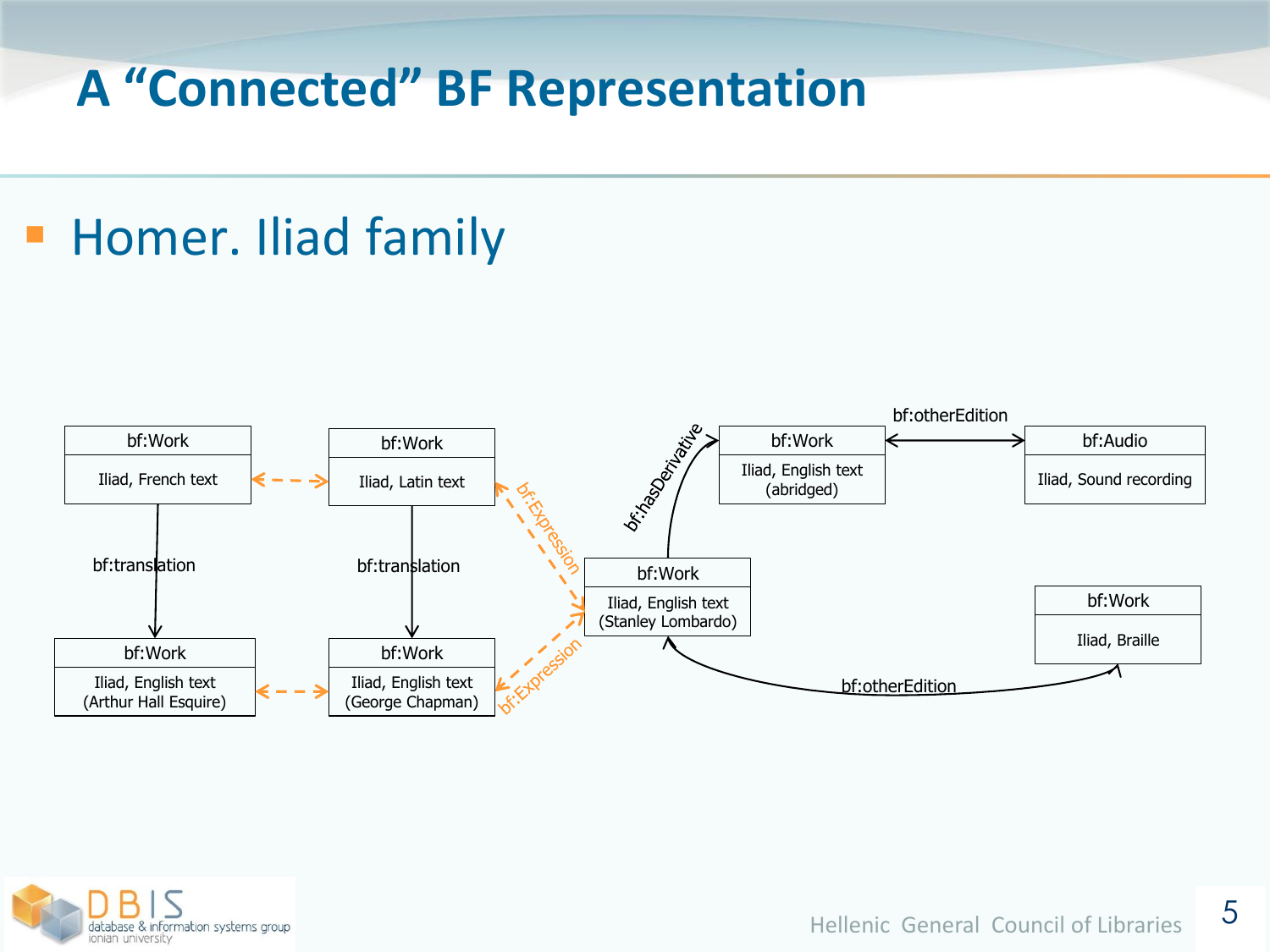# A “Connected” BF Representation

- Homer. Iliad family

bf:Work — Iliad, French text

bf:Work — Iliad, Latin text

bf:translation

bf:translation

bf:Work — Iliad, English text (Arthur Hall Esquire)

bf:Work — Iliad, English text (George Chapman)

bf:Expression

bf:Expression

bf:Work — Iliad, English text (Stanley Lombardo)

bf:hasDerivative

bf:Work — Iliad, English text (abridged)

bf:otherEdition

bf:Audio — Iliad, Sound recording

bf:Work — Iliad, Braille

bf:otherEdition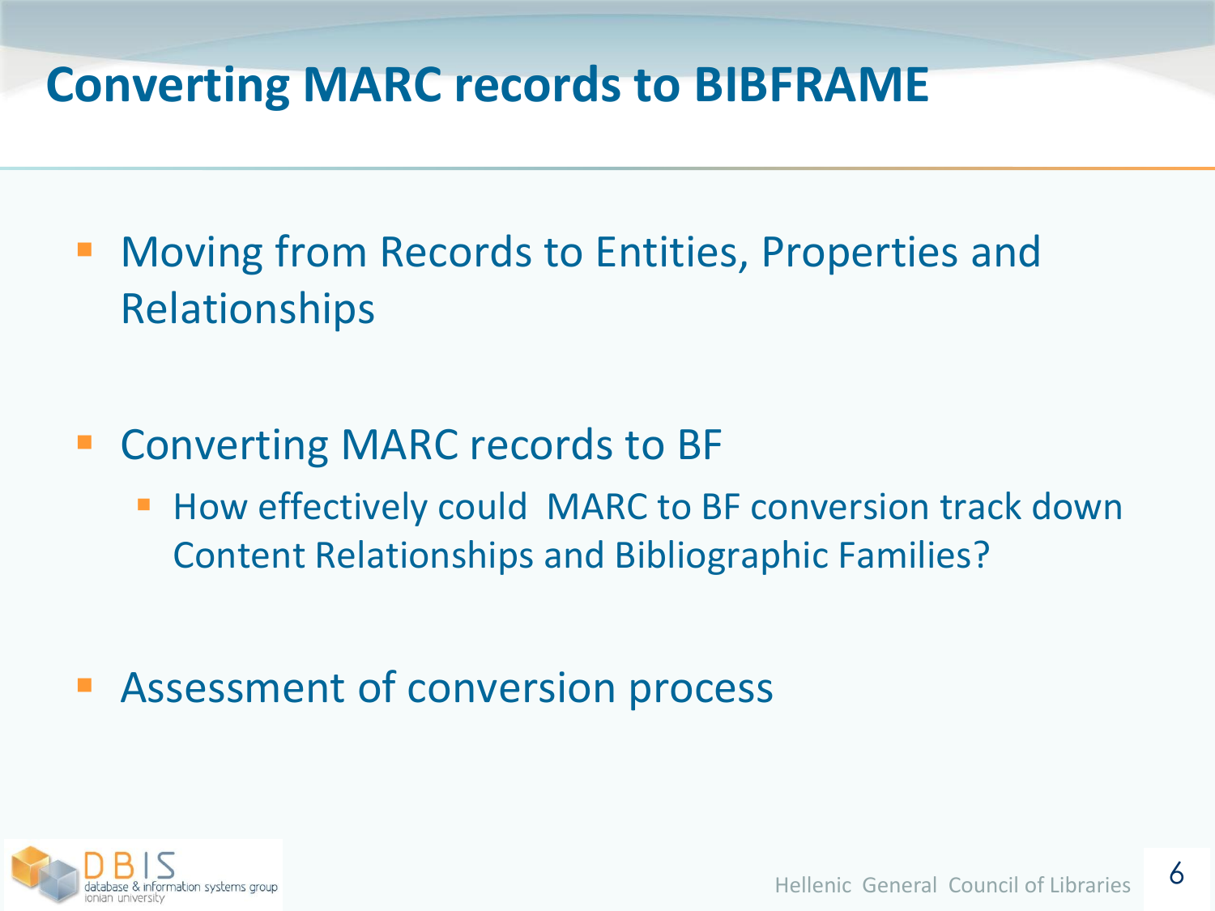# Converting MARC records to BIBFRAME

- Moving from Records to Entities, Properties and Relationships

- Converting MARC records to BF
  - How effectively could MARC to BF conversion track down Content Relationships and Bibliographic Families?

- Assessment of conversion process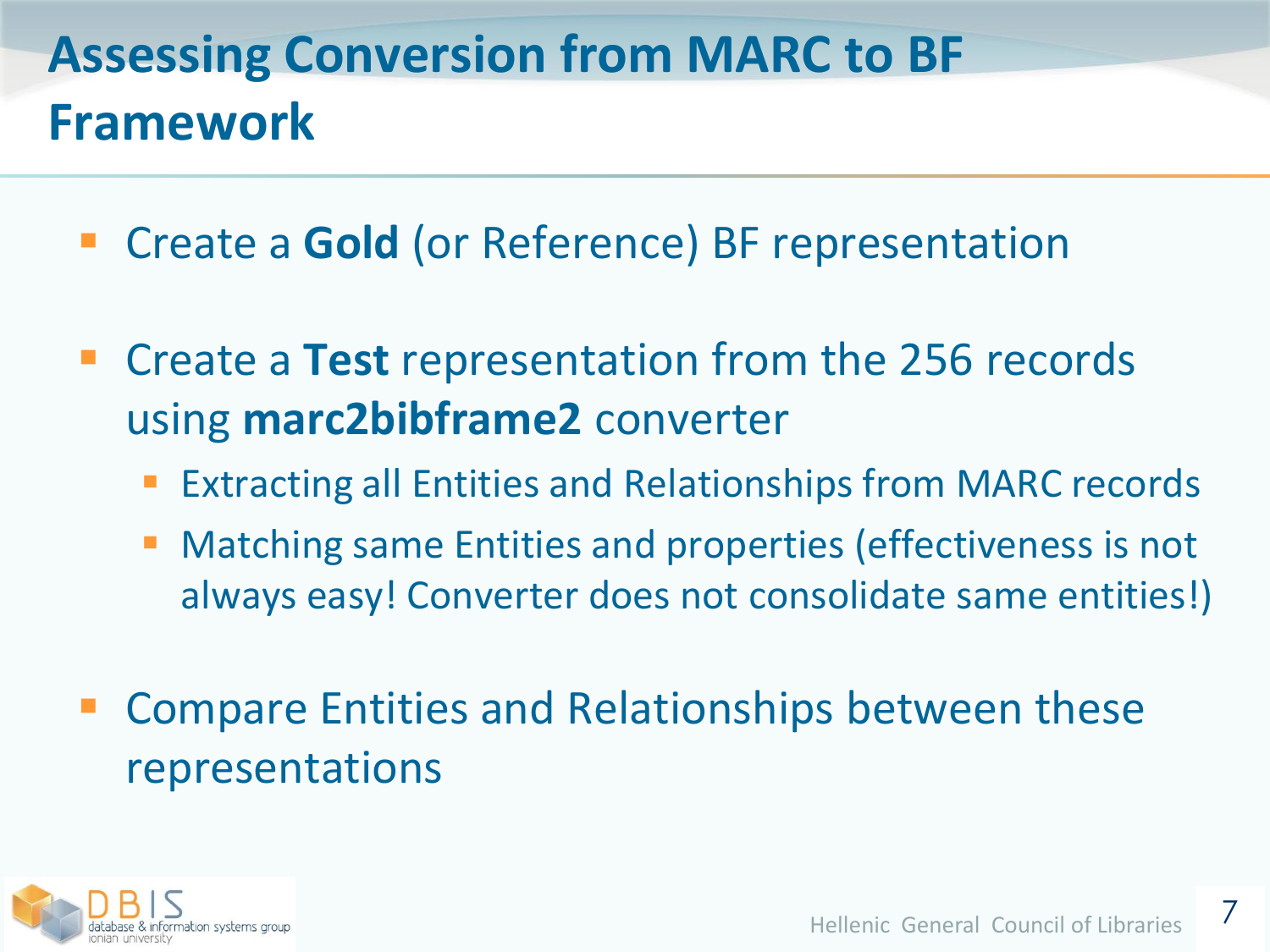# Assessing Conversion from MARC to BF Framework

- Create a **Gold** (or Reference) BF representation
- Create a **Test** representation from the 256 records using **marc2bibframe2** converter
  - Extracting all Entities and Relationships from MARC records
  - Matching same Entities and properties (effectiveness is not always easy! Converter does not consolidate same entities!)
- Compare Entities and Relationships between these representations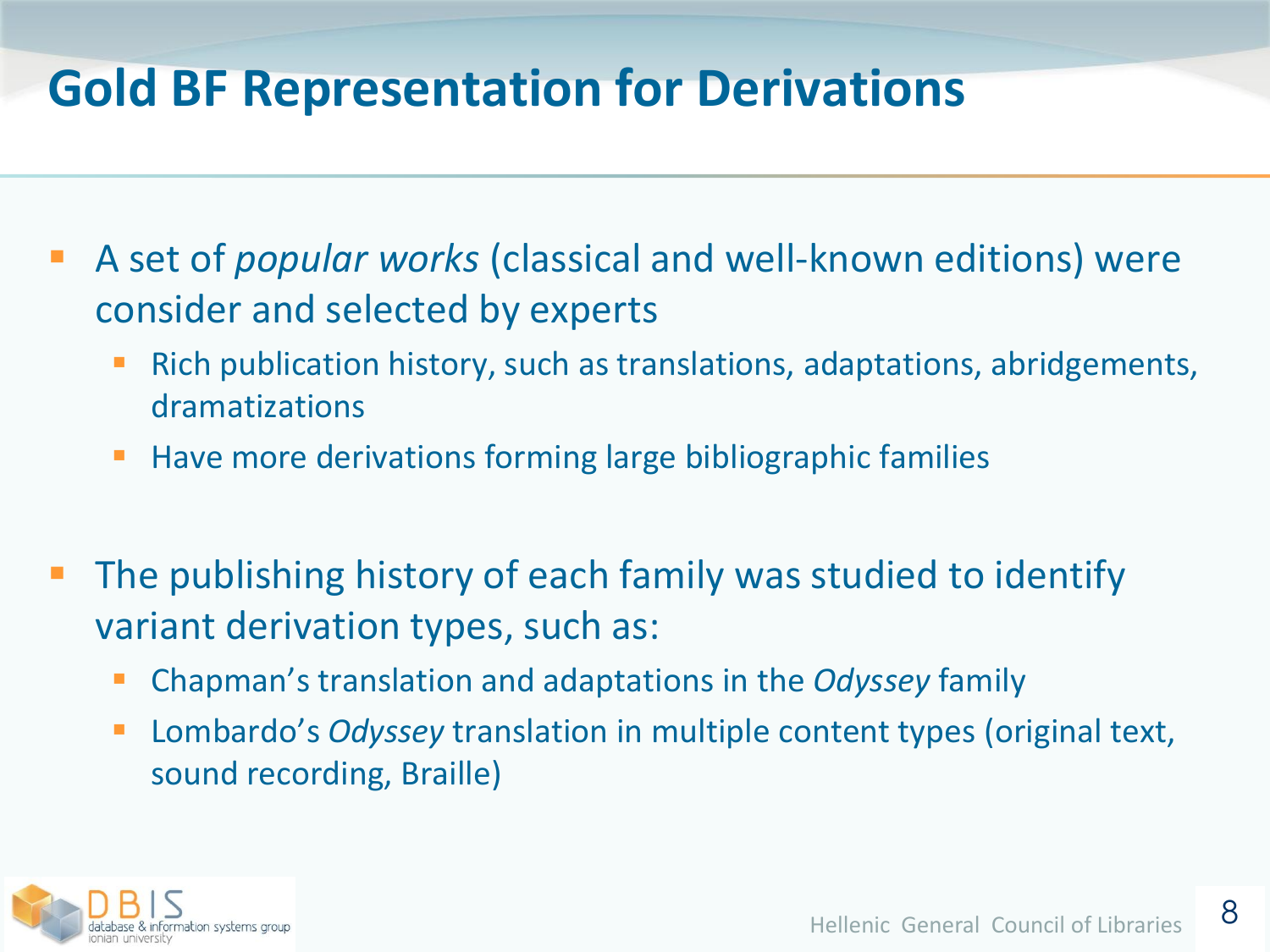# Gold BF Representation for Derivations

- A set of *popular works* (classical and well-known editions) were consider and selected by experts
  - Rich publication history, such as translations, adaptations, abridgements, dramatizations
  - Have more derivations forming large bibliographic families

- The publishing history of each family was studied to identify variant derivation types, such as:
  - Chapman's translation and adaptations in the *Odyssey* family
  - Lombardo's *Odyssey* translation in multiple content types (original text, sound recording, Braille)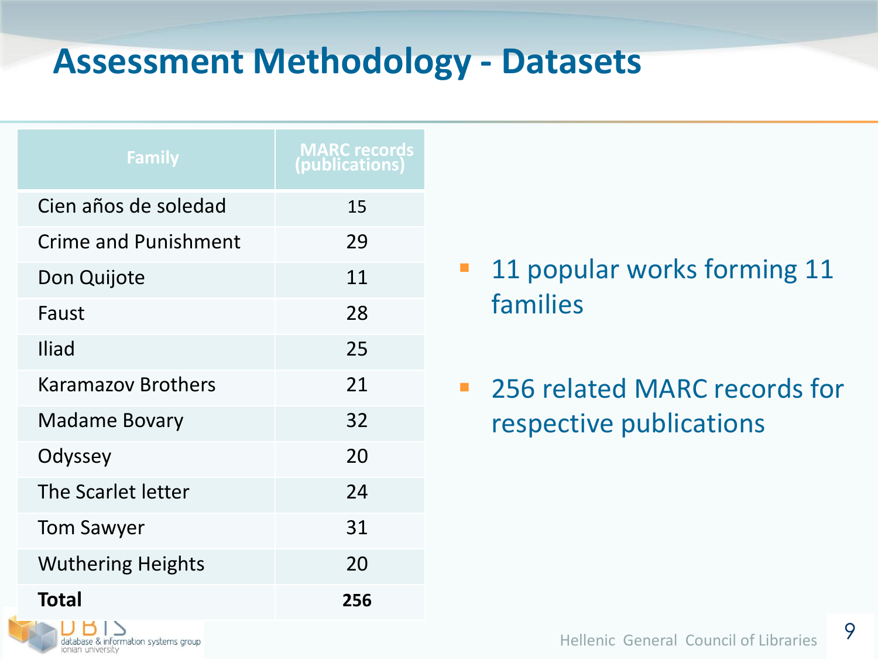# Assessment Methodology - Datasets

| Family | MARC records (publications) |
|---|---|
| Cien años de soledad | 15 |
| Crime and Punishment | 29 |
| Don Quijote | 11 |
| Faust | 28 |
| Iliad | 25 |
| Karamazov Brothers | 21 |
| Madame Bovary | 32 |
| Odyssey | 20 |
| The Scarlet letter | 24 |
| Tom Sawyer | 31 |
| Wuthering Heights | 20 |
| **Total** | **256** |

- 11 popular works forming 11 families
- 256 related MARC records for respective publications

DBIS database & information systems group ionian university

Hellenic General Council of Libraries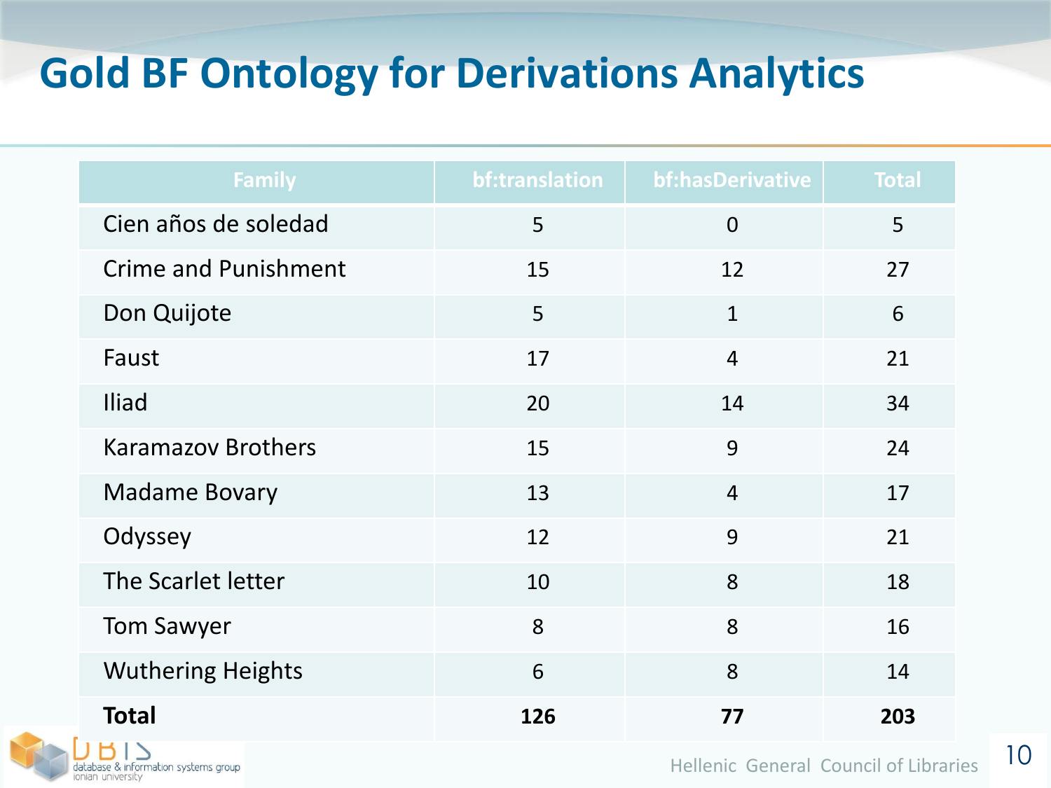# Gold BF Ontology for Derivations Analytics

| Family | bf:translation | bf:hasDerivative | Total |
|---|---|---|---|
| Cien años de soledad | 5 | 0 | 5 |
| Crime and Punishment | 15 | 12 | 27 |
| Don Quijote | 5 | 1 | 6 |
| Faust | 17 | 4 | 21 |
| Iliad | 20 | 14 | 34 |
| Karamazov Brothers | 15 | 9 | 24 |
| Madame Bovary | 13 | 4 | 17 |
| Odyssey | 12 | 9 | 21 |
| The Scarlet letter | 10 | 8 | 18 |
| Tom Sawyer | 8 | 8 | 16 |
| Wuthering Heights | 6 | 8 | 14 |
| **Total** | **126** | **77** | **203** |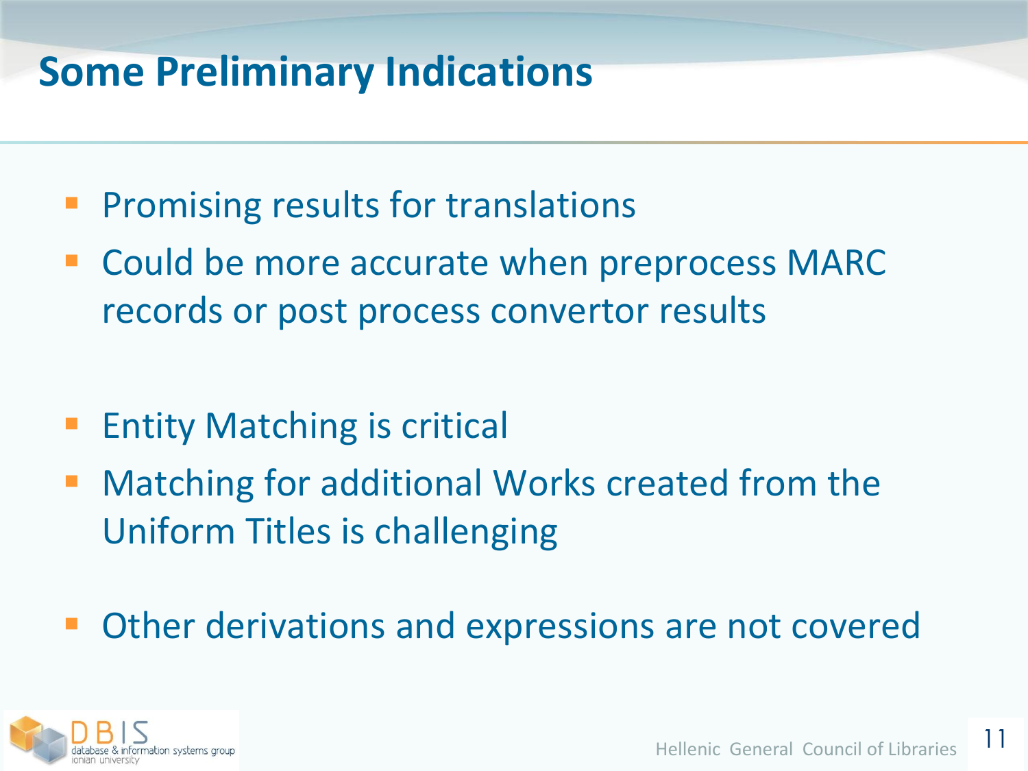# Some Preliminary Indications

- Promising results for translations
- Could be more accurate when preprocess MARC records or post process convertor results

- Entity Matching is critical
- Matching for additional Works created from the Uniform Titles is challenging

- Other derivations and expressions are not covered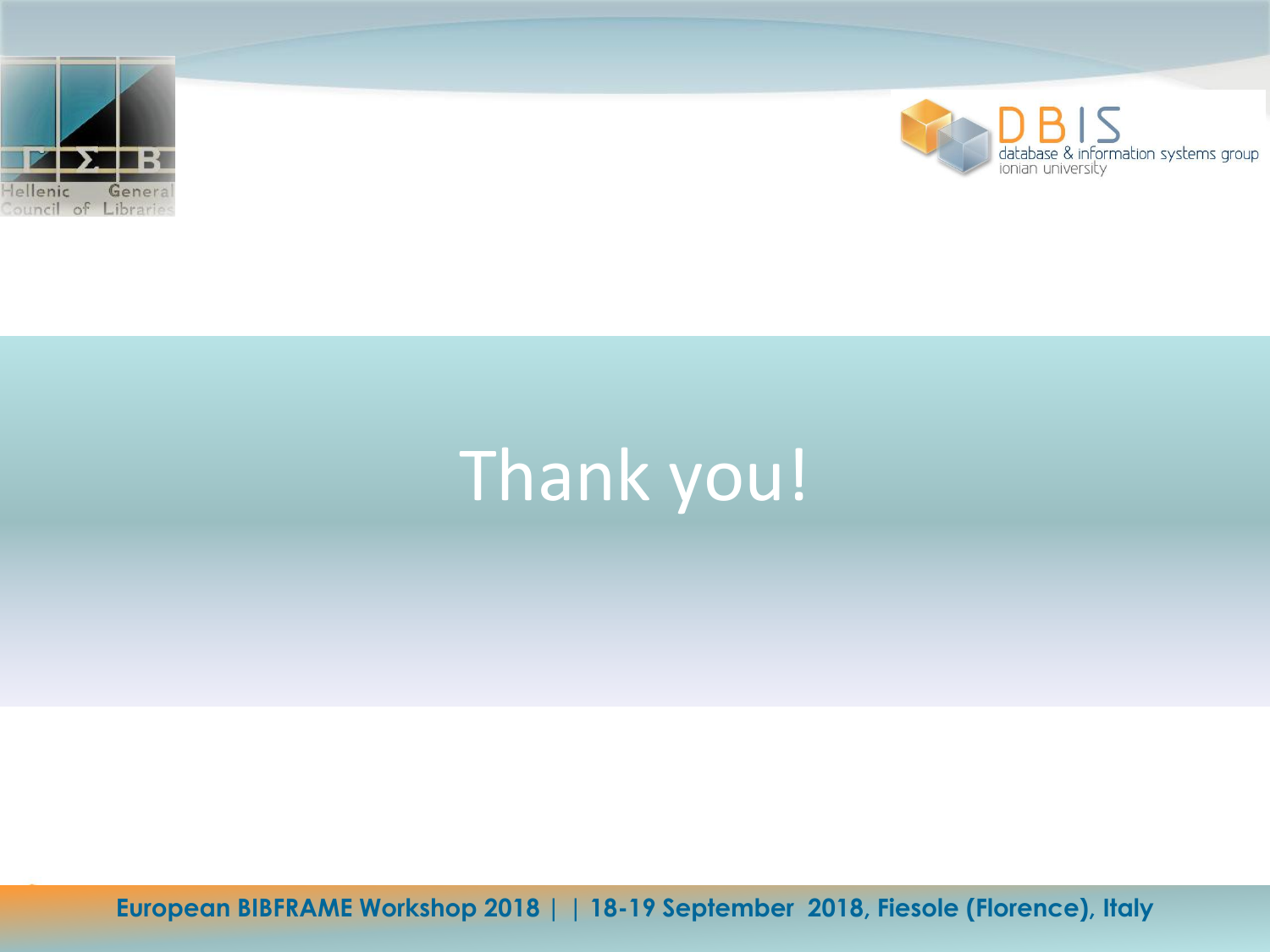# Thank you!